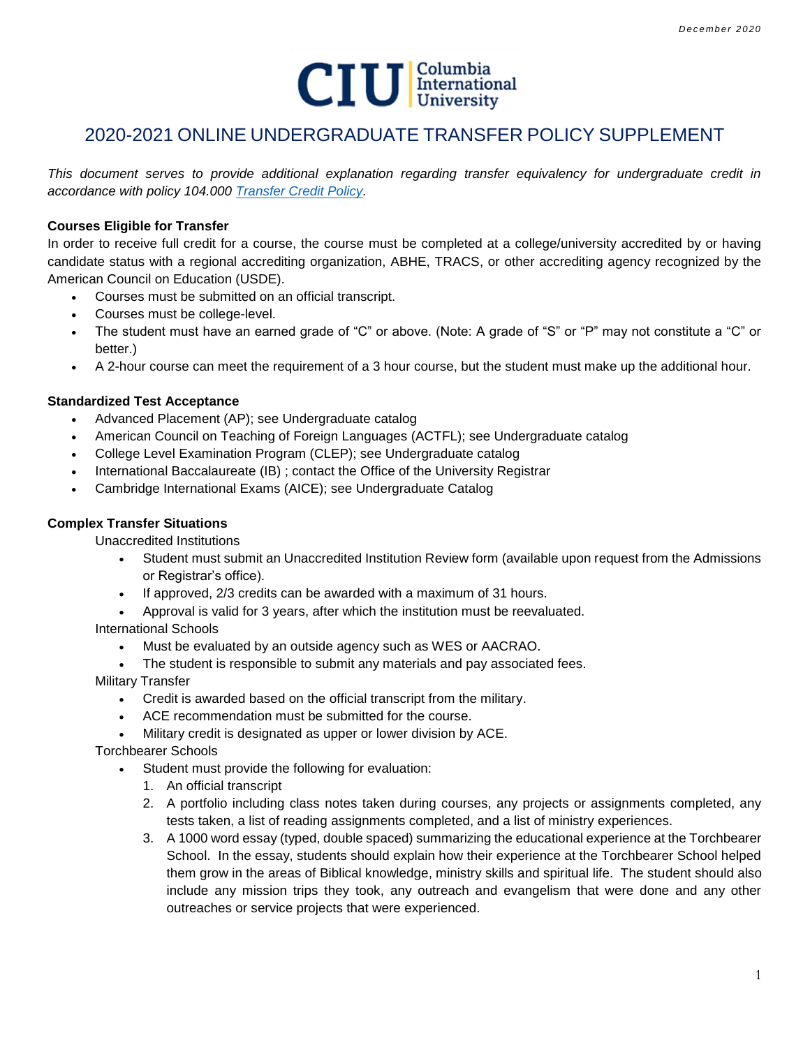December 2020

# 2020-2021 ONLINE UNDERGRADUATE TRANSFER POLICY SUPPLEMENT

*This document serves to provide additional explanation regarding transfer equivalency for undergraduate credit in accordance with policy 104.000 [Transfer Credit Policy](Transfer Credit Policy).*

**Courses Eligible for Transfer**

In order to receive full credit for a course, the course must be completed at a college/university accredited by or having candidate status with a regional accrediting organization, ABHE, TRACS, or other accrediting agency recognized by the American Council on Education (USDE).

- Courses must be submitted on an official transcript.
- Courses must be college-level.
- The student must have an earned grade of "C" or above. (Note: A grade of "S" or "P" may not constitute a "C" or better.)
- A 2-hour course can meet the requirement of a 3 hour course, but the student must make up the additional hour.

**Standardized Test Acceptance**

- Advanced Placement (AP); see Undergraduate catalog
- American Council on Teaching of Foreign Languages (ACTFL); see Undergraduate catalog
- College Level Examination Program (CLEP); see Undergraduate catalog
- International Baccalaureate (IB) ; contact the Office of the University Registrar
- Cambridge International Exams (AICE); see Undergraduate Catalog

**Complex Transfer Situations**

Unaccredited Institutions

- Student must submit an Unaccredited Institution Review form (available upon request from the Admissions or Registrar's office).
- If approved, 2/3 credits can be awarded with a maximum of 31 hours.
- Approval is valid for 3 years, after which the institution must be reevaluated.

International Schools

- Must be evaluated by an outside agency such as WES or AACRAO.
- The student is responsible to submit any materials and pay associated fees.

Military Transfer

- Credit is awarded based on the official transcript from the military.
- ACE recommendation must be submitted for the course.
- Military credit is designated as upper or lower division by ACE.

Torchbearer Schools

- Student must provide the following for evaluation:
  1. An official transcript
  2. A portfolio including class notes taken during courses, any projects or assignments completed, any tests taken, a list of reading assignments completed, and a list of ministry experiences.
  3. A 1000 word essay (typed, double spaced) summarizing the educational experience at the Torchbearer School. In the essay, students should explain how their experience at the Torchbearer School helped them grow in the areas of Biblical knowledge, ministry skills and spiritual life. The student should also include any mission trips they took, any outreach and evangelism that were done and any other outreaches or service projects that were experienced.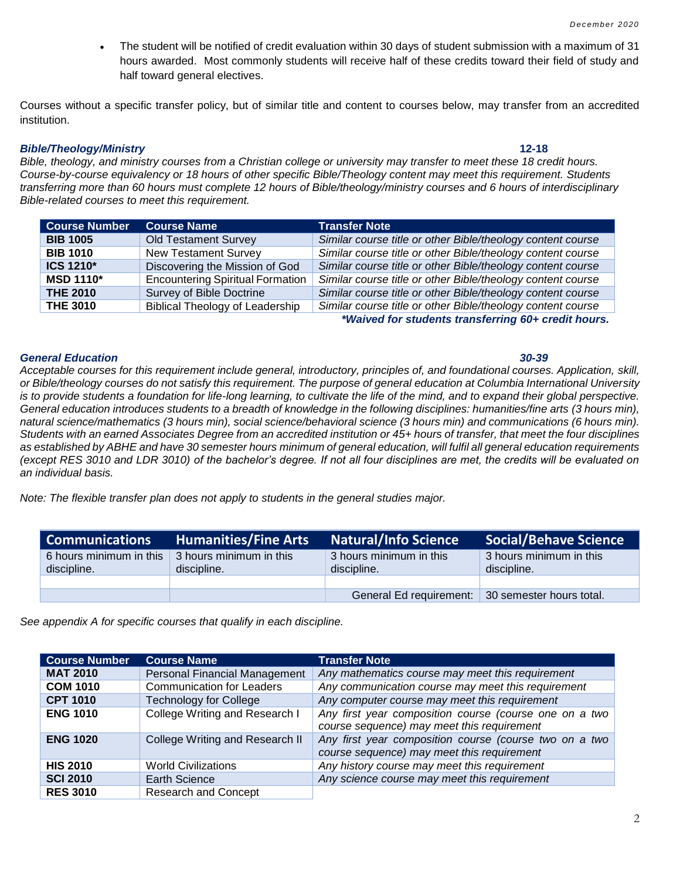- The student will be notified of credit evaluation within 30 days of student submission with a maximum of 31 hours awarded. Most commonly students will receive half of these credits toward their field of study and half toward general electives.

Courses without a specific transfer policy, but of similar title and content to courses below, may transfer from an accredited institution.

### *Bible/Theology/Ministry* — 12-18

*Bible, theology, and ministry courses from a Christian college or university may transfer to meet these 18 credit hours. Course-by-course equivalency or 18 hours of other specific Bible/Theology content may meet this requirement. Students transferring more than 60 hours must complete 12 hours of Bible/theology/ministry courses and 6 hours of interdisciplinary Bible-related courses to meet this requirement.*

| Course Number | Course Name | Transfer Note |
|---|---|---|
| **BIB 1005** | Old Testament Survey | *Similar course title or other Bible/theology content course* |
| **BIB 1010** | New Testament Survey | *Similar course title or other Bible/theology content course* |
| **ICS 1210*** | Discovering the Mission of God | *Similar course title or other Bible/theology content course* |
| **MSD 1110*** | Encountering Spiritual Formation | *Similar course title or other Bible/theology content course* |
| **THE 2010** | Survey of Bible Doctrine | *Similar course title or other Bible/theology content course* |
| **THE 3010** | Biblical Theology of Leadership | *Similar course title or other Bible/theology content course* |

***Waived for students transferring 60+ credit hours.***

### *General Education* — 30-39

*Acceptable courses for this requirement include general, introductory, principles of, and foundational courses. Application, skill, or Bible/theology courses do not satisfy this requirement. The purpose of general education at Columbia International University is to provide students a foundation for life-long learning, to cultivate the life of the mind, and to expand their global perspective. General education introduces students to a breadth of knowledge in the following disciplines: humanities/fine arts (3 hours min), natural science/mathematics (3 hours min), social science/behavioral science (3 hours min) and communications (6 hours min). Students with an earned Associates Degree from an accredited institution or 45+ hours of transfer, that meet the four disciplines as established by ABHE and have 30 semester hours minimum of general education, will fulfil all general education requirements (except RES 3010 and LDR 3010) of the bachelor's degree. If not all four disciplines are met, the credits will be evaluated on an individual basis.*

*Note: The flexible transfer plan does not apply to students in the general studies major.*

| Communications | Humanities/Fine Arts | Natural/Info Science | Social/Behave Science |
|---|---|---|---|
| 6 hours minimum in this discipline. | 3 hours minimum in this discipline. | 3 hours minimum in this discipline. | 3 hours minimum in this discipline. |
| | | | |
| | | General Ed requirement: | 30 semester hours total. |

*See appendix A for specific courses that qualify in each discipline.*

| Course Number | Course Name | Transfer Note |
|---|---|---|
| **MAT 2010** | Personal Financial Management | *Any mathematics course may meet this requirement* |
| **COM 1010** | Communication for Leaders | *Any communication course may meet this requirement* |
| **CPT 1010** | Technology for College | *Any computer course may meet this requirement* |
| **ENG 1010** | College Writing and Research I | *Any first year composition course (course one on a two course sequence) may meet this requirement* |
| **ENG 1020** | College Writing and Research II | *Any first year composition course (course two on a two course sequence) may meet this requirement* |
| **HIS 2010** | World Civilizations | *Any history course may meet this requirement* |
| **SCI 2010** | Earth Science | *Any science course may meet this requirement* |
| **RES 3010** | Research and Concept | |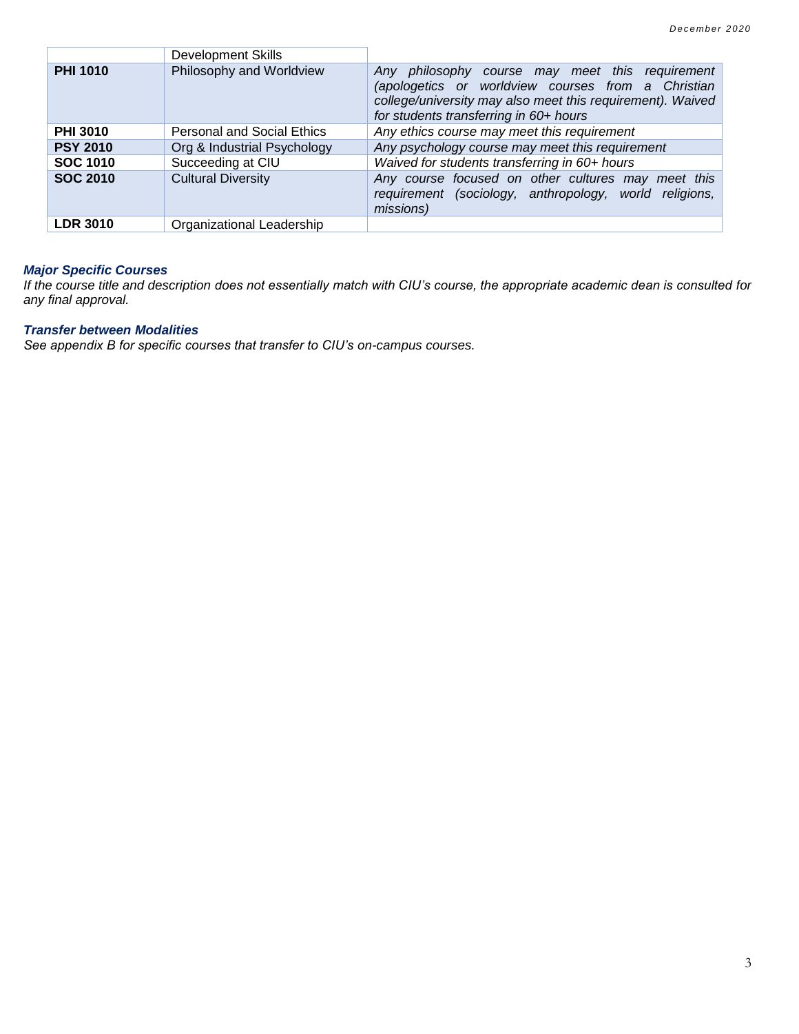| | | |
|---|---|---|
| | Development Skills | |
| **PHI 1010** | Philosophy and Worldview | *Any philosophy course may meet this requirement (apologetics or worldview courses from a Christian college/university may also meet this requirement). Waived for students transferring in 60+ hours* |
| **PHI 3010** | Personal and Social Ethics | *Any ethics course may meet this requirement* |
| **PSY 2010** | Org & Industrial Psychology | *Any psychology course may meet this requirement* |
| **SOC 1010** | Succeeding at CIU | *Waived for students transferring in 60+ hours* |
| **SOC 2010** | Cultural Diversity | *Any course focused on other cultures may meet this requirement (sociology, anthropology, world religions, missions)* |
| **LDR 3010** | Organizational Leadership | |

***Major Specific Courses***

*If the course title and description does not essentially match with CIU's course, the appropriate academic dean is consulted for any final approval.*

***Transfer between Modalities***

*See appendix B for specific courses that transfer to CIU's on-campus courses.*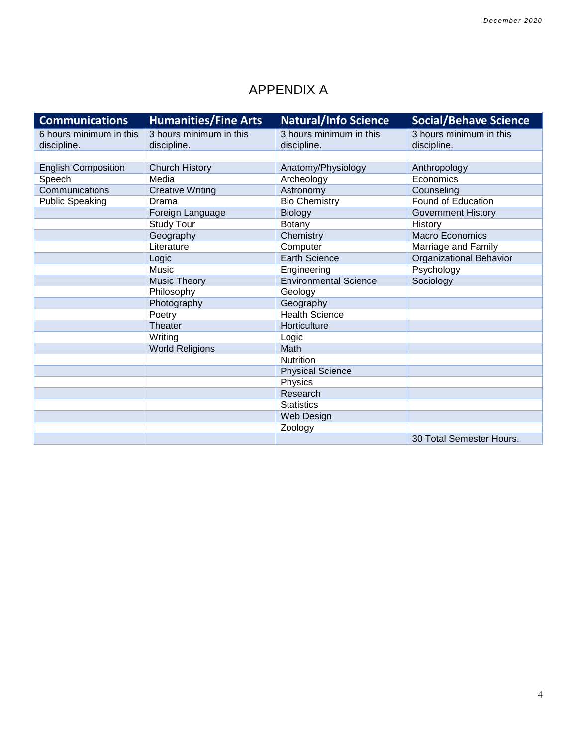# APPENDIX A

| Communications | Humanities/Fine Arts | Natural/Info Science | Social/Behave Science |
|---|---|---|---|
| 6 hours minimum in this discipline. | 3 hours minimum in this discipline. | 3 hours minimum in this discipline. | 3 hours minimum in this discipline. |
| | | | |
| English Composition | Church History | Anatomy/Physiology | Anthropology |
| Speech | Media | Archeology | Economics |
| Communications | Creative Writing | Astronomy | Counseling |
| Public Speaking | Drama | Bio Chemistry | Found of Education |
| | Foreign Language | Biology | Government History |
| | Study Tour | Botany | History |
| | Geography | Chemistry | Macro Economics |
| | Literature | Computer | Marriage and Family |
| | Logic | Earth Science | Organizational Behavior |
| | Music | Engineering | Psychology |
| | Music Theory | Environmental Science | Sociology |
| | Philosophy | Geology | |
| | Photography | Geography | |
| | Poetry | Health Science | |
| | Theater | Horticulture | |
| | Writing | Logic | |
| | World Religions | Math | |
| | | Nutrition | |
| | | Physical Science | |
| | | Physics | |
| | | Research | |
| | | Statistics | |
| | | Web Design | |
| | | Zoology | |
| | | | 30 Total Semester Hours. |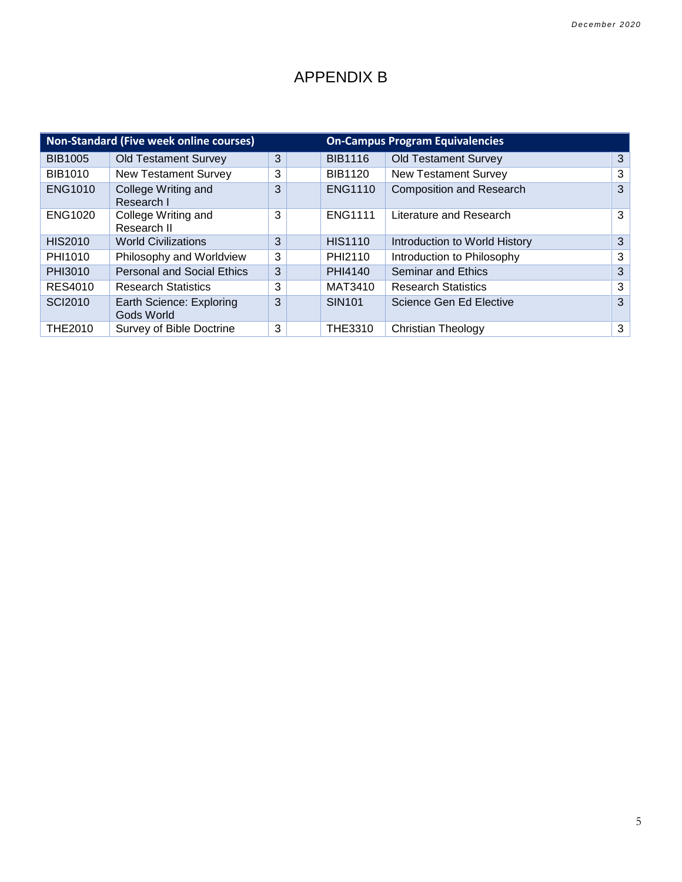# APPENDIX B

| Non-Standard (Five week online courses) | | | | On-Campus Program Equivalencies | | |
|---|---|---|---|---|---|---|
| BIB1005 | Old Testament Survey | 3 | | BIB1116 | Old Testament Survey | 3 |
| BIB1010 | New Testament Survey | 3 | | BIB1120 | New Testament Survey | 3 |
| ENG1010 | College Writing and Research I | 3 | | ENG1110 | Composition and Research | 3 |
| ENG1020 | College Writing and Research II | 3 | | ENG1111 | Literature and Research | 3 |
| HIS2010 | World Civilizations | 3 | | HIS1110 | Introduction to World History | 3 |
| PHI1010 | Philosophy and Worldview | 3 | | PHI2110 | Introduction to Philosophy | 3 |
| PHI3010 | Personal and Social Ethics | 3 | | PHI4140 | Seminar and Ethics | 3 |
| RES4010 | Research Statistics | 3 | | MAT3410 | Research Statistics | 3 |
| SCI2010 | Earth Science: Exploring Gods World | 3 | | SIN101 | Science Gen Ed Elective | 3 |
| THE2010 | Survey of Bible Doctrine | 3 | | THE3310 | Christian Theology | 3 |